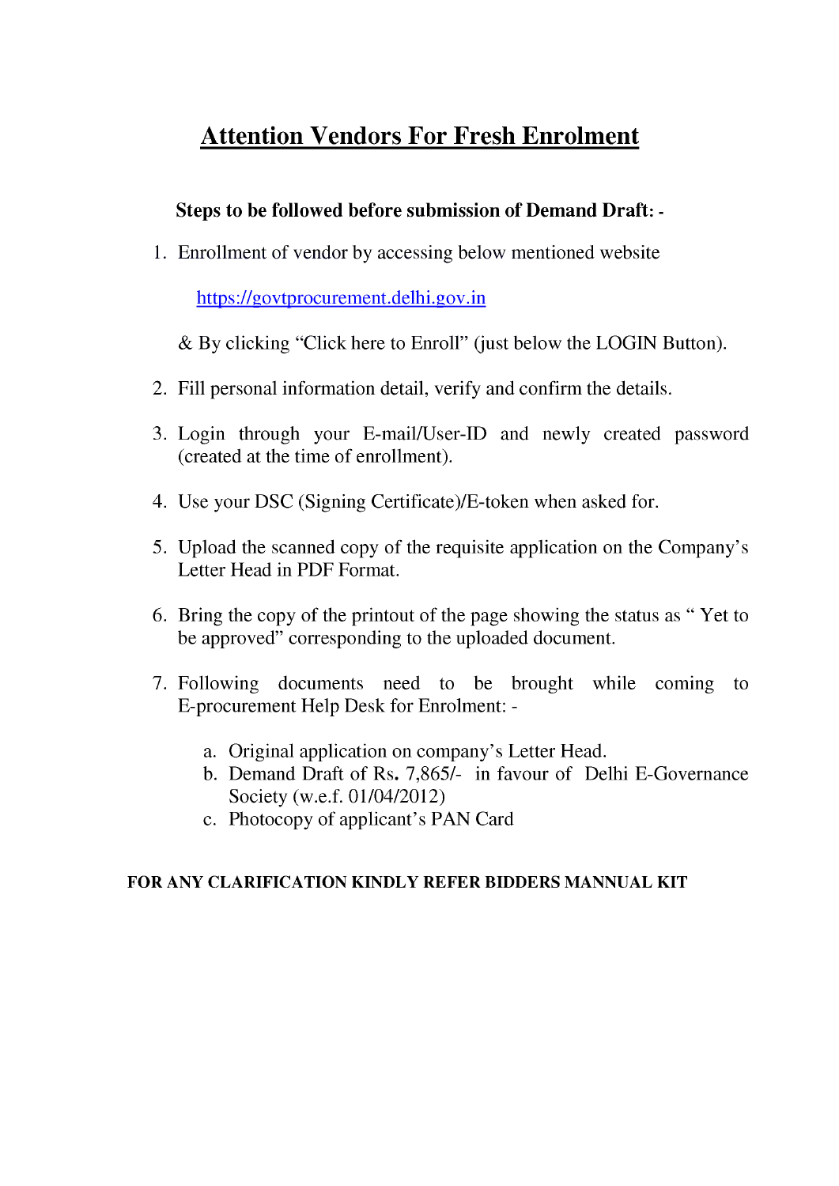# Attention Vendors For Fresh Enrolment

**Steps to be followed before submission of Demand Draft: -**

1. Enrollment of vendor by accessing below mentioned website

   https://govtprocurement.delhi.gov.in

   & By clicking “Click here to Enroll” (just below the LOGIN Button).

2. Fill personal information detail, verify and confirm the details.

3. Login through your E-mail/User-ID and newly created password (created at the time of enrollment).

4. Use your DSC (Signing Certificate)/E-token when asked for.

5. Upload the scanned copy of the requisite application on the Company’s Letter Head in PDF Format.

6. Bring the copy of the printout of the page showing the status as “ Yet to be approved” corresponding to the uploaded document.

7. Following documents need to be brought while coming to E-procurement Help Desk for Enrolment: -

   a. Original application on company’s Letter Head.
   b. Demand Draft of Rs. 7,865/- in favour of Delhi E-Governance Society (w.e.f. 01/04/2012)
   c. Photocopy of applicant’s PAN Card

**FOR ANY CLARIFICATION KINDLY REFER BIDDERS MANNUAL KIT**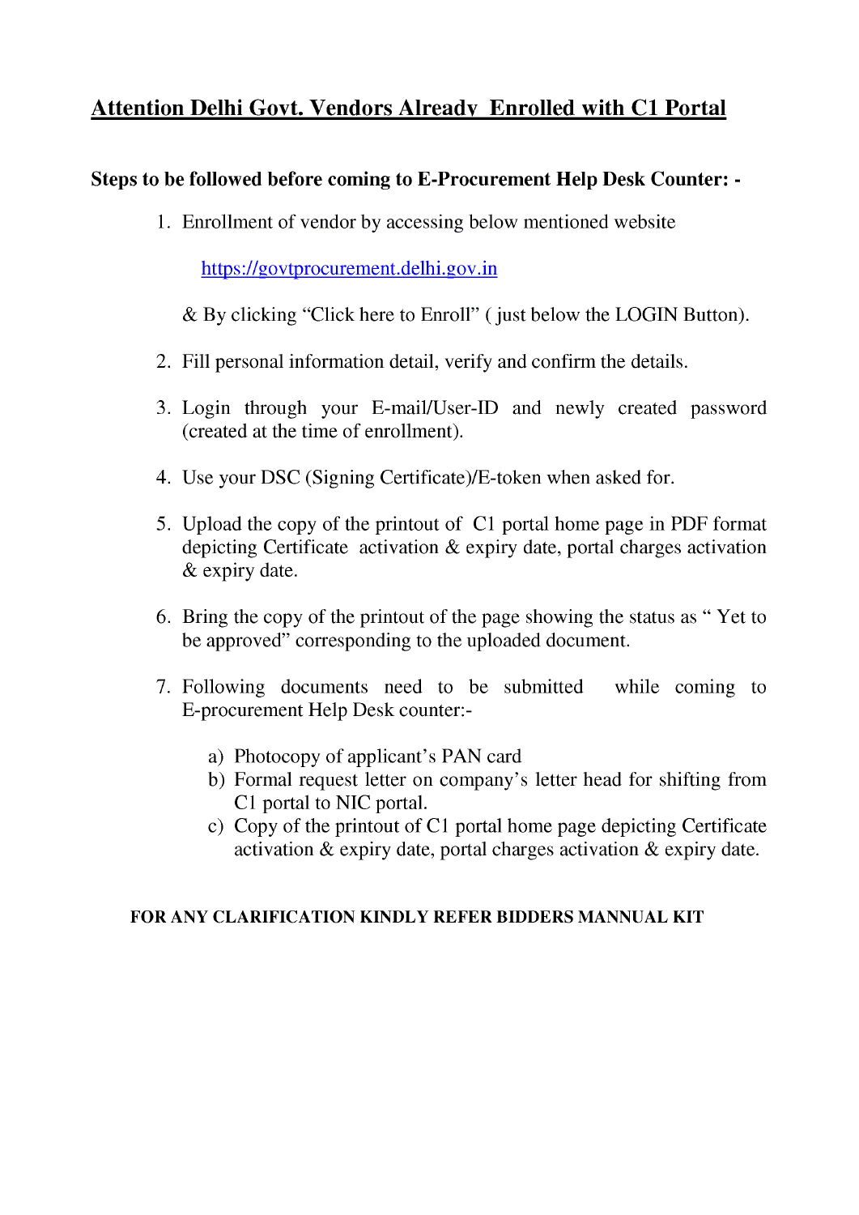# Attention Delhi Govt. Vendors Already Enrolled with C1 Portal

**Steps to be followed before coming to E-Procurement Help Desk Counter: -**

1. Enrollment of vendor by accessing below mentioned website

   https://govtprocurement.delhi.gov.in

   & By clicking "Click here to Enroll" ( just below the LOGIN Button).

2. Fill personal information detail, verify and confirm the details.

3. Login through your E-mail/User-ID and newly created password (created at the time of enrollment).

4. Use your DSC (Signing Certificate)/E-token when asked for.

5. Upload the copy of the printout of C1 portal home page in PDF format depicting Certificate activation & expiry date, portal charges activation & expiry date.

6. Bring the copy of the printout of the page showing the status as " Yet to be approved" corresponding to the uploaded document.

7. Following documents need to be submitted while coming to E-procurement Help Desk counter:-

   a) Photocopy of applicant's PAN card
   b) Formal request letter on company's letter head for shifting from C1 portal to NIC portal.
   c) Copy of the printout of C1 portal home page depicting Certificate activation & expiry date, portal charges activation & expiry date.

**FOR ANY CLARIFICATION KINDLY REFER BIDDERS MANNUAL KIT**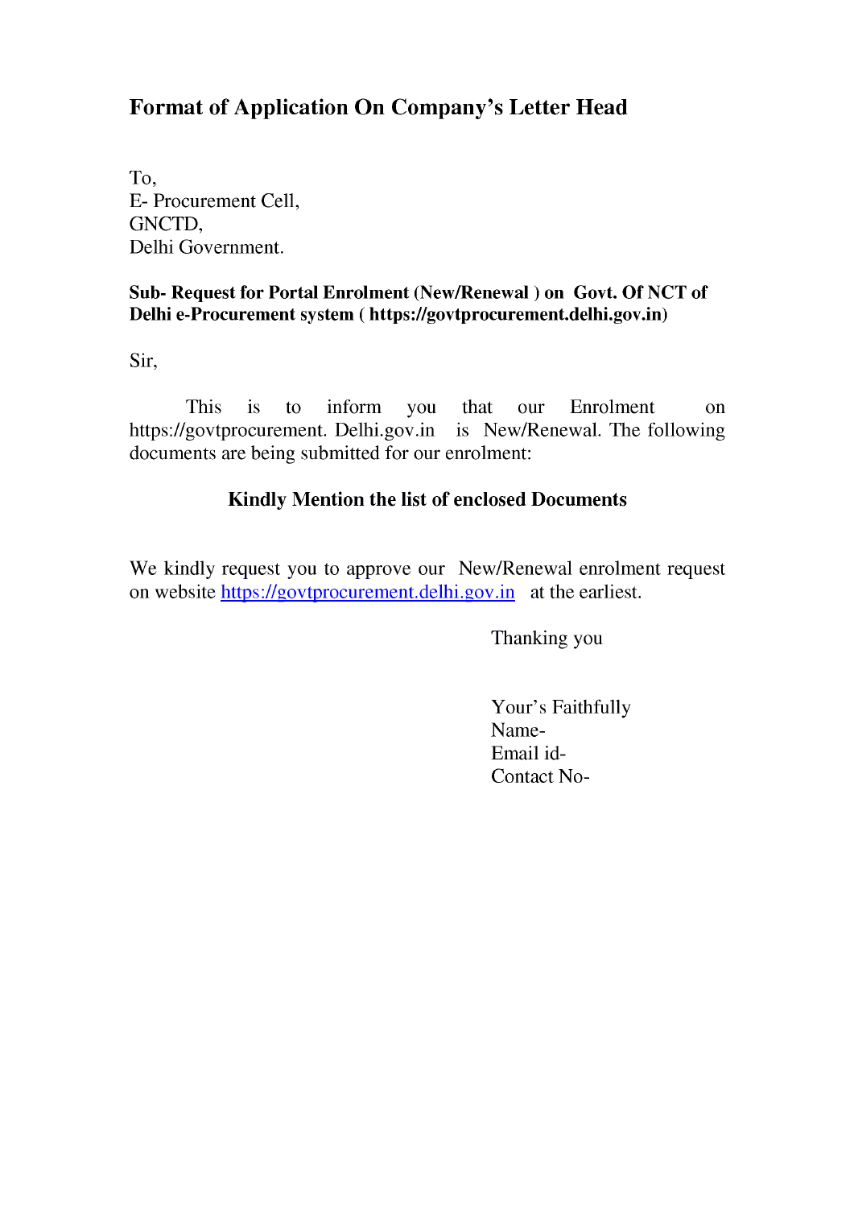## Format of Application On Company's Letter Head

To,
E- Procurement Cell,
GNCTD,
Delhi Government.

**Sub- Request for Portal Enrolment (New/Renewal ) on Govt. Of NCT of Delhi e-Procurement system ( https://govtprocurement.delhi.gov.in)**

Sir,

This is to inform you that our Enrolment on https://govtprocurement. Delhi.gov.in is New/Renewal. The following documents are being submitted for our enrolment:

**Kindly Mention the list of enclosed Documents**

We kindly request you to approve our New/Renewal enrolment request on website https://govtprocurement.delhi.gov.in at the earliest.

Thanking you

Your's Faithfully
Name-
Email id-
Contact No-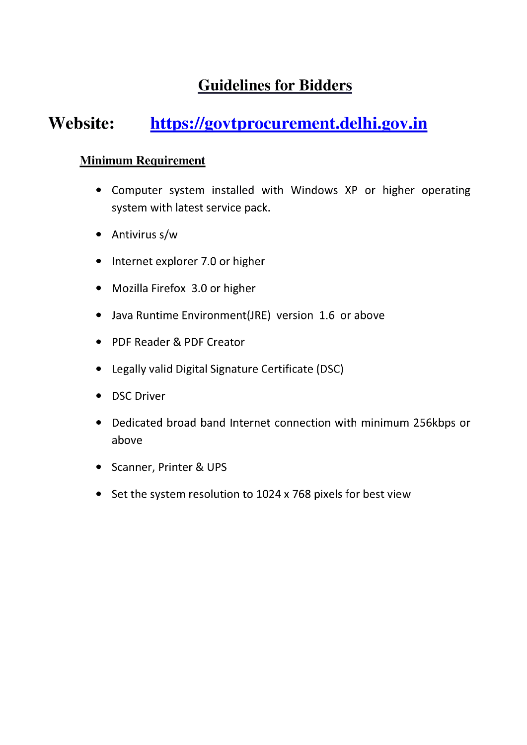# Guidelines for Bidders

## Website: https://govtprocurement.delhi.gov.in

### Minimum Requirement

- Computer system installed with Windows XP or higher operating system with latest service pack.
- Antivirus s/w
- Internet explorer 7.0 or higher
- Mozilla Firefox 3.0 or higher
- Java Runtime Environment(JRE) version 1.6 or above
- PDF Reader & PDF Creator
- Legally valid Digital Signature Certificate (DSC)
- DSC Driver
- Dedicated broad band Internet connection with minimum 256kbps or above
- Scanner, Printer & UPS
- Set the system resolution to 1024 x 768 pixels for best view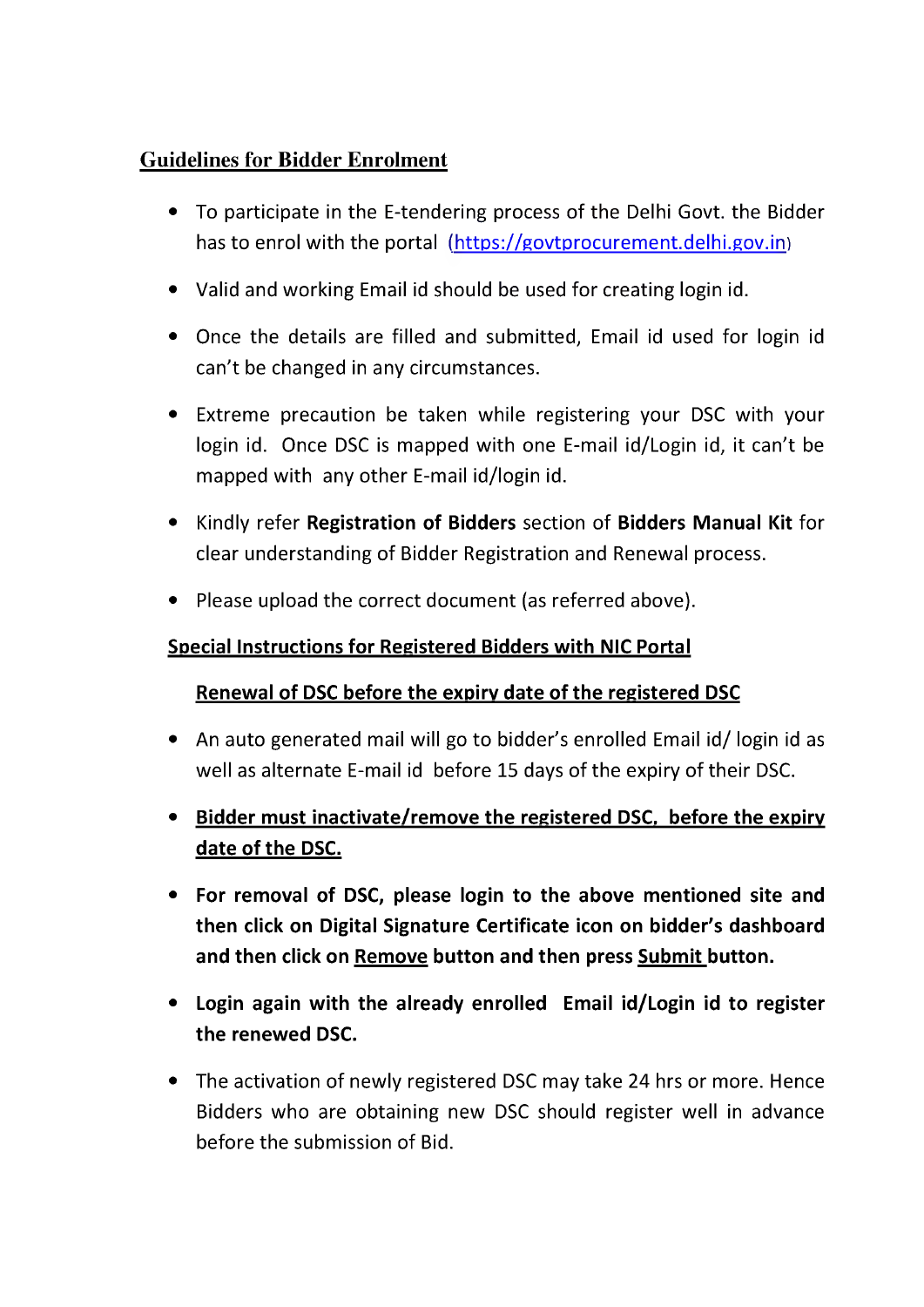## Guidelines for Bidder Enrolment

- To participate in the E-tendering process of the Delhi Govt. the Bidder has to enrol with the portal (https://govtprocurement.delhi.gov.in)
- Valid and working Email id should be used for creating login id.
- Once the details are filled and submitted, Email id used for login id can't be changed in any circumstances.
- Extreme precaution be taken while registering your DSC with your login id. Once DSC is mapped with one E-mail id/Login id, it can't be mapped with any other E-mail id/login id.
- Kindly refer **Registration of Bidders** section of **Bidders Manual Kit** for clear understanding of Bidder Registration and Renewal process.
- Please upload the correct document (as referred above).

### Special Instructions for Registered Bidders with NIC Portal

#### Renewal of DSC before the expiry date of the registered DSC

- An auto generated mail will go to bidder's enrolled Email id/ login id as well as alternate E-mail id before 15 days of the expiry of their DSC.
- **Bidder must inactivate/remove the registered DSC, before the expiry date of the DSC.**
- **For removal of DSC, please login to the above mentioned site and then click on Digital Signature Certificate icon on bidder's dashboard and then click on Remove button and then press Submit button.**
- **Login again with the already enrolled Email id/Login id to register the renewed DSC.**
- The activation of newly registered DSC may take 24 hrs or more. Hence Bidders who are obtaining new DSC should register well in advance before the submission of Bid.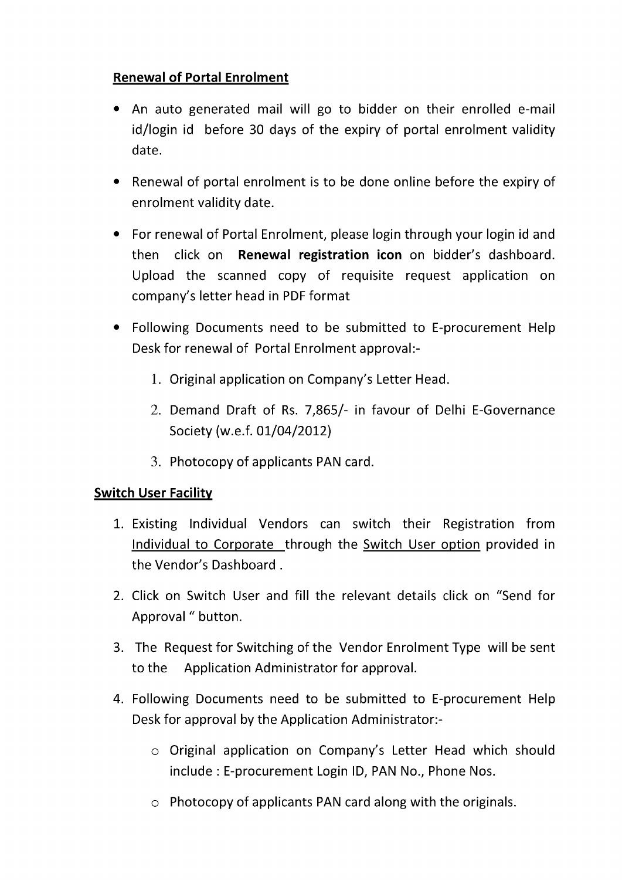**Renewal of Portal Enrolment**

- An auto generated mail will go to bidder on their enrolled e-mail id/login id before 30 days of the expiry of portal enrolment validity date.
- Renewal of portal enrolment is to be done online before the expiry of enrolment validity date.
- For renewal of Portal Enrolment, please login through your login id and then click on **Renewal registration icon** on bidder's dashboard. Upload the scanned copy of requisite request application on company's letter head in PDF format
- Following Documents need to be submitted to E-procurement Help Desk for renewal of Portal Enrolment approval:-
  1. Original application on Company's Letter Head.
  2. Demand Draft of Rs. 7,865/- in favour of Delhi E-Governance Society (w.e.f. 01/04/2012)
  3. Photocopy of applicants PAN card.

**Switch User Facility**

1. Existing Individual Vendors can switch their Registration from Individual to Corporate through the Switch User option provided in the Vendor's Dashboard .
2. Click on Switch User and fill the relevant details click on "Send for Approval " button.
3. The Request for Switching of the Vendor Enrolment Type will be sent to the Application Administrator for approval.
4. Following Documents need to be submitted to E-procurement Help Desk for approval by the Application Administrator:-
   - Original application on Company's Letter Head which should include : E-procurement Login ID, PAN No., Phone Nos.
   - Photocopy of applicants PAN card along with the originals.